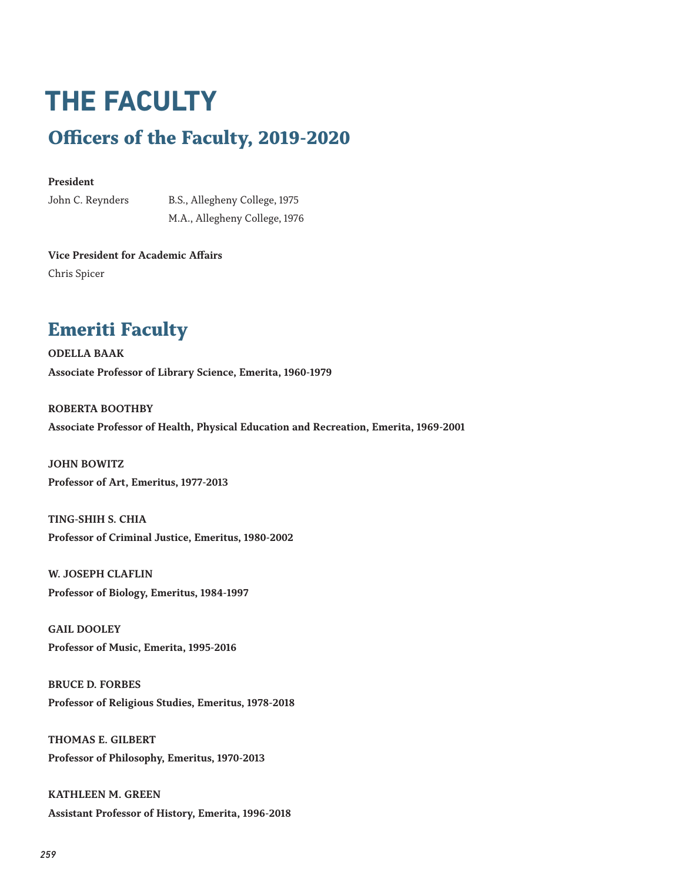# THE FACULTY

## Officers of the Faculty, 2019-2020

**President**

John C. Reynders — B.S., Allegheny College, 1975
M.A., Allegheny College, 1976

**Vice President for Academic Affairs**

Chris Spicer

## Emeriti Faculty

**ODELLA BAAK**
**Associate Professor of Library Science, Emerita, 1960-1979**

**ROBERTA BOOTHBY**
**Associate Professor of Health, Physical Education and Recreation, Emerita, 1969-2001**

**JOHN BOWITZ**
**Professor of Art, Emeritus, 1977-2013**

**TING-SHIH S. CHIA**
**Professor of Criminal Justice, Emeritus, 1980-2002**

**W. JOSEPH CLAFLIN**
**Professor of Biology, Emeritus, 1984-1997**

**GAIL DOOLEY**
**Professor of Music, Emerita, 1995-2016**

**BRUCE D. FORBES**
**Professor of Religious Studies, Emeritus, 1978-2018**

**THOMAS E. GILBERT**
**Professor of Philosophy, Emeritus, 1970-2013**

**KATHLEEN M. GREEN**
**Assistant Professor of History, Emerita, 1996-2018**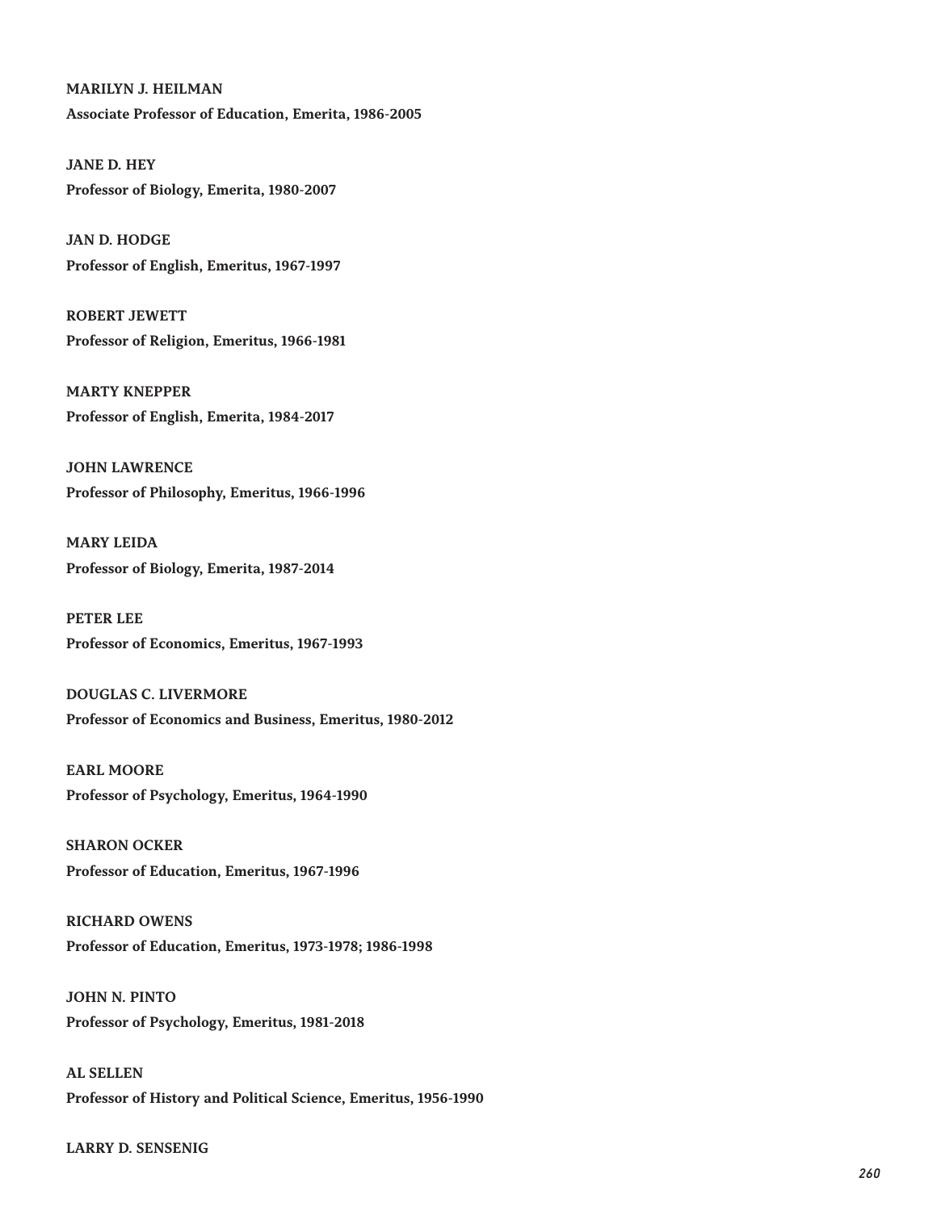**MARILYN J. HEILMAN**
**Associate Professor of Education, Emerita, 1986-2005**

**JANE D. HEY**
**Professor of Biology, Emerita, 1980-2007**

**JAN D. HODGE**
**Professor of English, Emeritus, 1967-1997**

**ROBERT JEWETT**
**Professor of Religion, Emeritus, 1966-1981**

**MARTY KNEPPER**
**Professor of English, Emerita, 1984-2017**

**JOHN LAWRENCE**
**Professor of Philosophy, Emeritus, 1966-1996**

**MARY LEIDA**
**Professor of Biology, Emerita, 1987-2014**

**PETER LEE**
**Professor of Economics, Emeritus, 1967-1993**

**DOUGLAS C. LIVERMORE**
**Professor of Economics and Business, Emeritus, 1980-2012**

**EARL MOORE**
**Professor of Psychology, Emeritus, 1964-1990**

**SHARON OCKER**
**Professor of Education, Emeritus, 1967-1996**

**RICHARD OWENS**
**Professor of Education, Emeritus, 1973-1978; 1986-1998**

**JOHN N. PINTO**
**Professor of Psychology, Emeritus, 1981-2018**

**AL SELLEN**
**Professor of History and Political Science, Emeritus, 1956-1990**

**LARRY D. SENSENIG**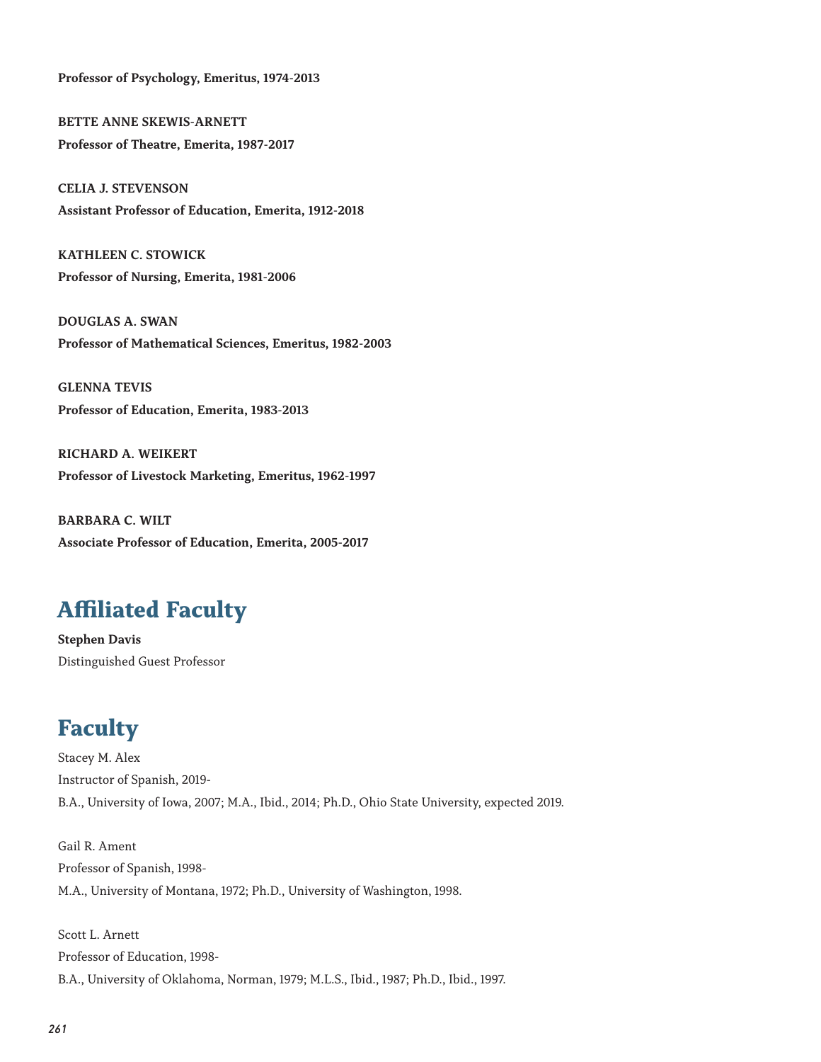**Professor of Psychology, Emeritus, 1974-2013**

**BETTE ANNE SKEWIS-ARNETT**
**Professor of Theatre, Emerita, 1987-2017**

**CELIA J. STEVENSON**
**Assistant Professor of Education, Emerita, 1912-2018**

**KATHLEEN C. STOWICK**
**Professor of Nursing, Emerita, 1981-2006**

**DOUGLAS A. SWAN**
**Professor of Mathematical Sciences, Emeritus, 1982-2003**

**GLENNA TEVIS**
**Professor of Education, Emerita, 1983-2013**

**RICHARD A. WEIKERT**
**Professor of Livestock Marketing, Emeritus, 1962-1997**

**BARBARA C. WILT**
**Associate Professor of Education, Emerita, 2005-2017**

## Affiliated Faculty

**Stephen Davis**
Distinguished Guest Professor

## Faculty

Stacey M. Alex
Instructor of Spanish, 2019-
B.A., University of Iowa, 2007; M.A., Ibid., 2014; Ph.D., Ohio State University, expected 2019.

Gail R. Ament
Professor of Spanish, 1998-
M.A., University of Montana, 1972; Ph.D., University of Washington, 1998.

Scott L. Arnett
Professor of Education, 1998-
B.A., University of Oklahoma, Norman, 1979; M.L.S., Ibid., 1987; Ph.D., Ibid., 1997.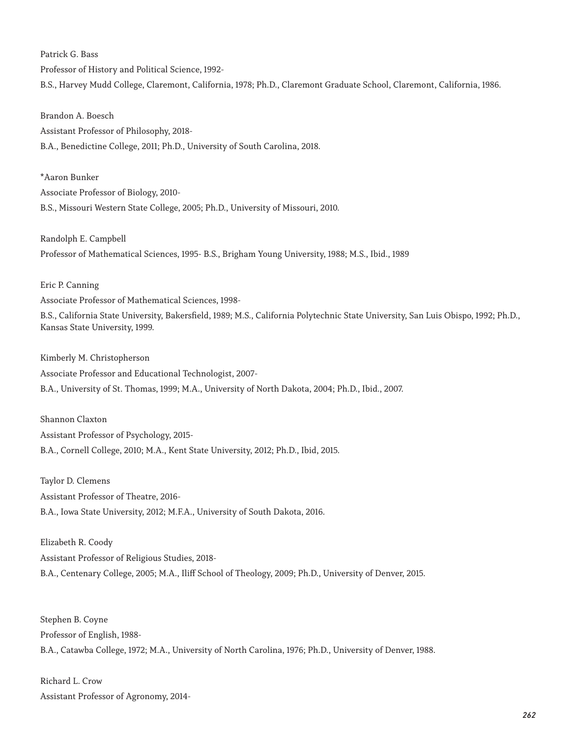Patrick G. Bass

Professor of History and Political Science, 1992-

B.S., Harvey Mudd College, Claremont, California, 1978; Ph.D., Claremont Graduate School, Claremont, California, 1986.

Brandon A. Boesch

Assistant Professor of Philosophy, 2018-

B.A., Benedictine College, 2011; Ph.D., University of South Carolina, 2018.

*Aaron Bunker

Associate Professor of Biology, 2010-

B.S., Missouri Western State College, 2005; Ph.D., University of Missouri, 2010.

Randolph E. Campbell

Professor of Mathematical Sciences, 1995- B.S., Brigham Young University, 1988; M.S., Ibid., 1989

Eric P. Canning

Associate Professor of Mathematical Sciences, 1998-

B.S., California State University, Bakersfield, 1989; M.S., California Polytechnic State University, San Luis Obispo, 1992; Ph.D., Kansas State University, 1999.

Kimberly M. Christopherson

Associate Professor and Educational Technologist, 2007-

B.A., University of St. Thomas, 1999; M.A., University of North Dakota, 2004; Ph.D., Ibid., 2007.

Shannon Claxton

Assistant Professor of Psychology, 2015-

B.A., Cornell College, 2010; M.A., Kent State University, 2012; Ph.D., Ibid, 2015.

Taylor D. Clemens

Assistant Professor of Theatre, 2016-

B.A., Iowa State University, 2012; M.F.A., University of South Dakota, 2016.

Elizabeth R. Coody

Assistant Professor of Religious Studies, 2018-

B.A., Centenary College, 2005; M.A., Iliff School of Theology, 2009; Ph.D., University of Denver, 2015.

Stephen B. Coyne

Professor of English, 1988-

B.A., Catawba College, 1972; M.A., University of North Carolina, 1976; Ph.D., University of Denver, 1988.

Richard L. Crow

Assistant Professor of Agronomy, 2014-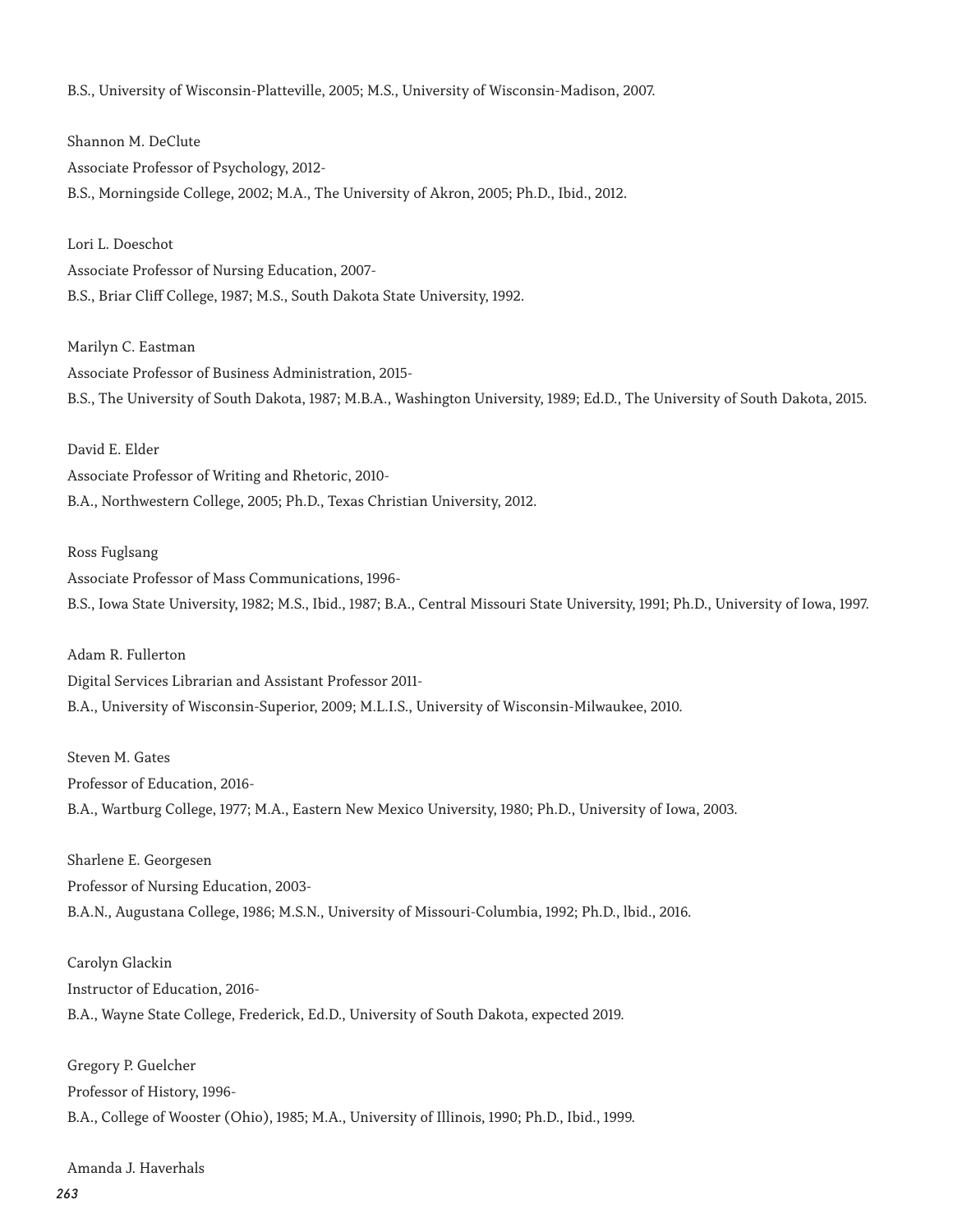B.S., University of Wisconsin-Platteville, 2005; M.S., University of Wisconsin-Madison, 2007.

Shannon M. DeClute
Associate Professor of Psychology, 2012-
B.S., Morningside College, 2002; M.A., The University of Akron, 2005; Ph.D., Ibid., 2012.

Lori L. Doeschot
Associate Professor of Nursing Education, 2007-
B.S., Briar Cliff College, 1987; M.S., South Dakota State University, 1992.

Marilyn C. Eastman
Associate Professor of Business Administration, 2015-
B.S., The University of South Dakota, 1987; M.B.A., Washington University, 1989; Ed.D., The University of South Dakota, 2015.

David E. Elder
Associate Professor of Writing and Rhetoric, 2010-
B.A., Northwestern College, 2005; Ph.D., Texas Christian University, 2012.

Ross Fuglsang
Associate Professor of Mass Communications, 1996-
B.S., Iowa State University, 1982; M.S., Ibid., 1987; B.A., Central Missouri State University, 1991; Ph.D., University of Iowa, 1997.

Adam R. Fullerton
Digital Services Librarian and Assistant Professor 2011-
B.A., University of Wisconsin-Superior, 2009; M.L.I.S., University of Wisconsin-Milwaukee, 2010.

Steven M. Gates
Professor of Education, 2016-
B.A., Wartburg College, 1977; M.A., Eastern New Mexico University, 1980; Ph.D., University of Iowa, 2003.

Sharlene E. Georgesen
Professor of Nursing Education, 2003-
B.A.N., Augustana College, 1986; M.S.N., University of Missouri-Columbia, 1992; Ph.D., lbid., 2016.

Carolyn Glackin
Instructor of Education, 2016-
B.A., Wayne State College, Frederick, Ed.D., University of South Dakota, expected 2019.

Gregory P. Guelcher
Professor of History, 1996-
B.A., College of Wooster (Ohio), 1985; M.A., University of Illinois, 1990; Ph.D., Ibid., 1999.

Amanda J. Haverhals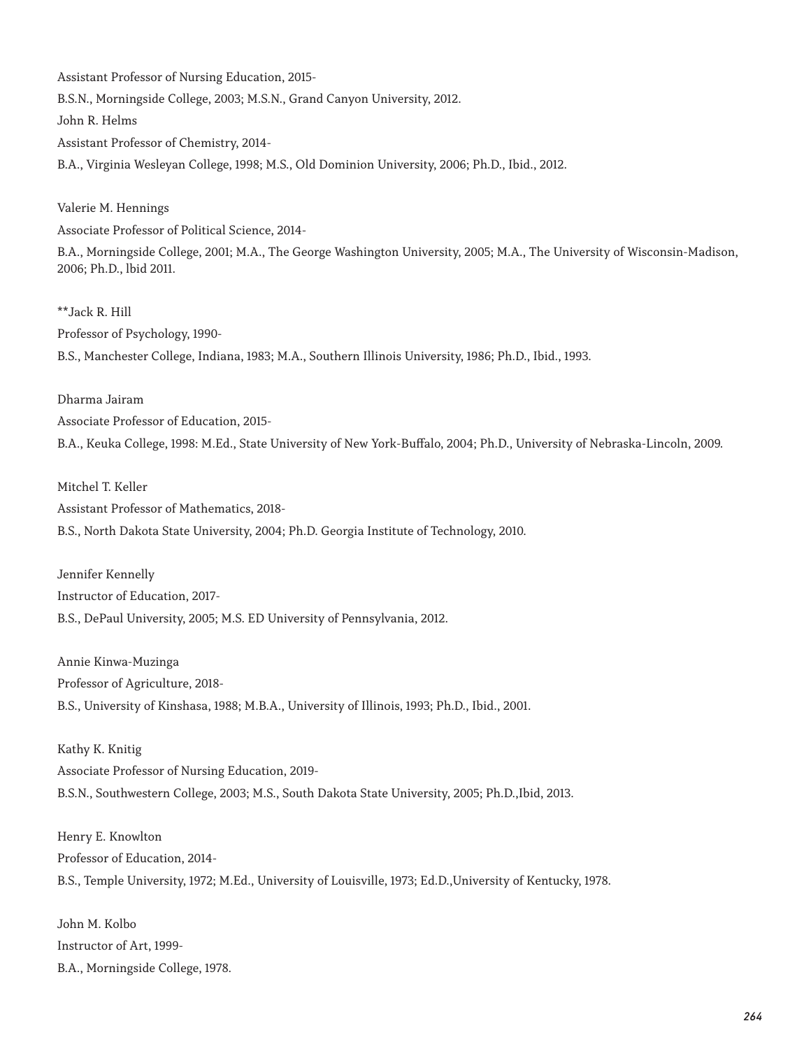Assistant Professor of Nursing Education, 2015-

B.S.N., Morningside College, 2003; M.S.N., Grand Canyon University, 2012.

John R. Helms

Assistant Professor of Chemistry, 2014-

B.A., Virginia Wesleyan College, 1998; M.S., Old Dominion University, 2006; Ph.D., Ibid., 2012.

Valerie M. Hennings

Associate Professor of Political Science, 2014-

B.A., Morningside College, 2001; M.A., The George Washington University, 2005; M.A., The University of Wisconsin-Madison, 2006; Ph.D., lbid 2011.

**Jack R. Hill

Professor of Psychology, 1990-

B.S., Manchester College, Indiana, 1983; M.A., Southern Illinois University, 1986; Ph.D., Ibid., 1993.

Dharma Jairam

Associate Professor of Education, 2015-

B.A., Keuka College, 1998: M.Ed., State University of New York-Buffalo, 2004; Ph.D., University of Nebraska-Lincoln, 2009.

Mitchel T. Keller

Assistant Professor of Mathematics, 2018-

B.S., North Dakota State University, 2004; Ph.D. Georgia Institute of Technology, 2010.

Jennifer Kennelly

Instructor of Education, 2017-

B.S., DePaul University, 2005; M.S. ED University of Pennsylvania, 2012.

Annie Kinwa-Muzinga

Professor of Agriculture, 2018-

B.S., University of Kinshasa, 1988; M.B.A., University of Illinois, 1993; Ph.D., Ibid., 2001.

Kathy K. Knitig

Associate Professor of Nursing Education, 2019-

B.S.N., Southwestern College, 2003; M.S., South Dakota State University, 2005; Ph.D.,Ibid, 2013.

Henry E. Knowlton

Professor of Education, 2014-

B.S., Temple University, 1972; M.Ed., University of Louisville, 1973; Ed.D.,University of Kentucky, 1978.

John M. Kolbo

Instructor of Art, 1999-

B.A., Morningside College, 1978.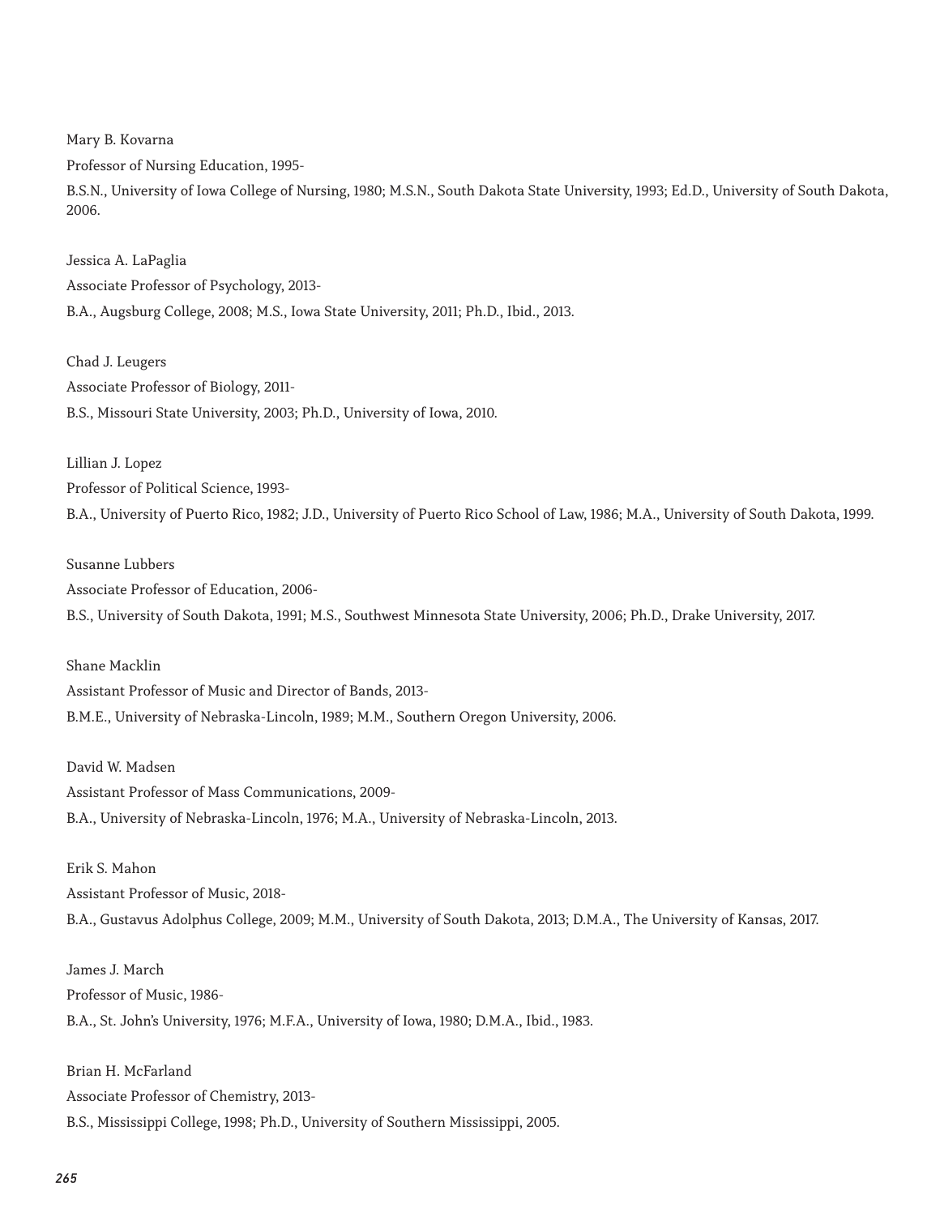Mary B. Kovarna

Professor of Nursing Education, 1995-

B.S.N., University of Iowa College of Nursing, 1980; M.S.N., South Dakota State University, 1993; Ed.D., University of South Dakota, 2006.

Jessica A. LaPaglia

Associate Professor of Psychology, 2013-

B.A., Augsburg College, 2008; M.S., Iowa State University, 2011; Ph.D., Ibid., 2013.

Chad J. Leugers

Associate Professor of Biology, 2011-

B.S., Missouri State University, 2003; Ph.D., University of Iowa, 2010.

Lillian J. Lopez

Professor of Political Science, 1993-

B.A., University of Puerto Rico, 1982; J.D., University of Puerto Rico School of Law, 1986; M.A., University of South Dakota, 1999.

Susanne Lubbers

Associate Professor of Education, 2006-

B.S., University of South Dakota, 1991; M.S., Southwest Minnesota State University, 2006; Ph.D., Drake University, 2017.

Shane Macklin

Assistant Professor of Music and Director of Bands, 2013-

B.M.E., University of Nebraska-Lincoln, 1989; M.M., Southern Oregon University, 2006.

David W. Madsen

Assistant Professor of Mass Communications, 2009-

B.A., University of Nebraska-Lincoln, 1976; M.A., University of Nebraska-Lincoln, 2013.

Erik S. Mahon

Assistant Professor of Music, 2018-

B.A., Gustavus Adolphus College, 2009; M.M., University of South Dakota, 2013; D.M.A., The University of Kansas, 2017.

James J. March

Professor of Music, 1986-

B.A., St. John's University, 1976; M.F.A., University of Iowa, 1980; D.M.A., Ibid., 1983.

Brian H. McFarland

Associate Professor of Chemistry, 2013-

B.S., Mississippi College, 1998; Ph.D., University of Southern Mississippi, 2005.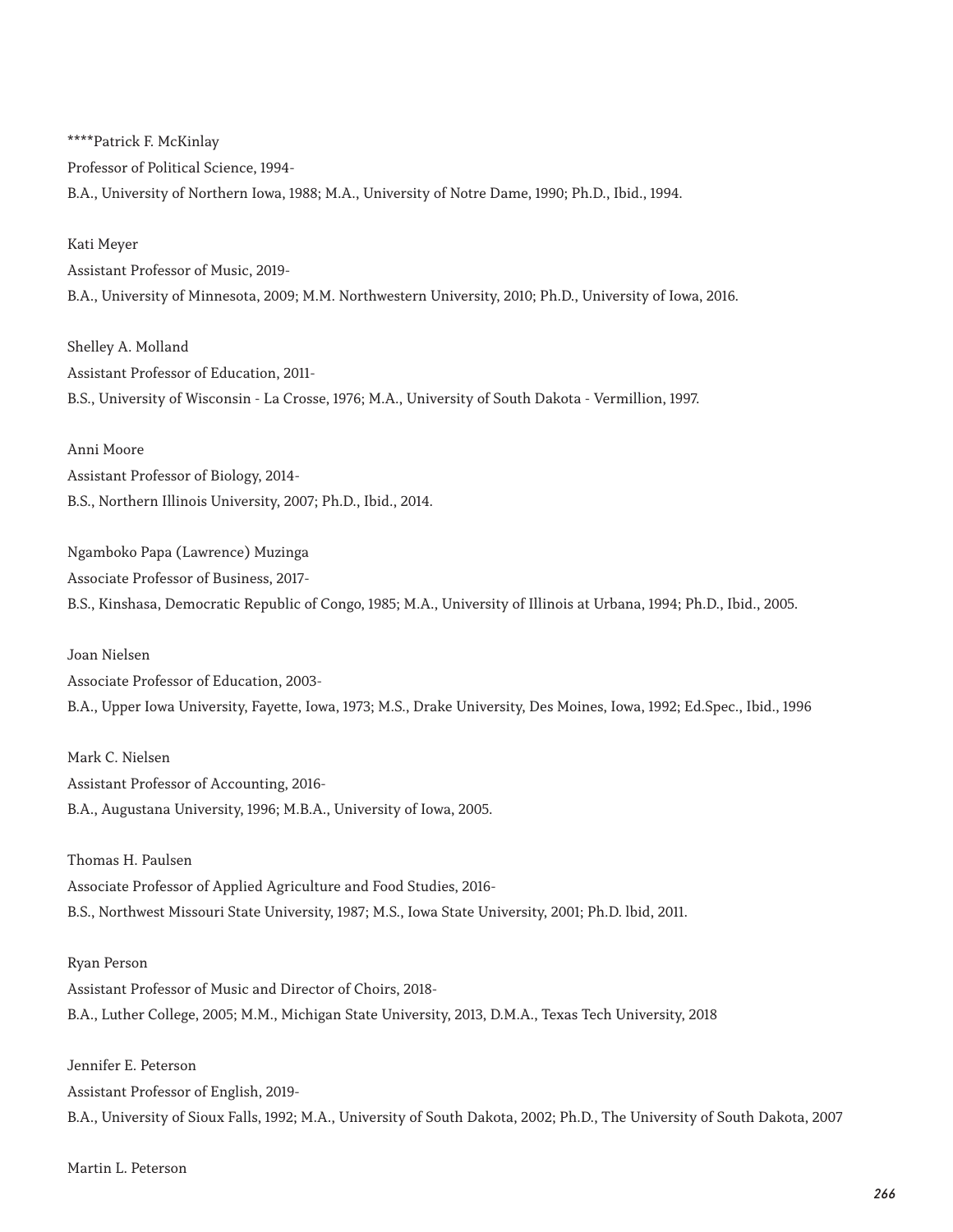****Patrick F. McKinlay

Professor of Political Science, 1994-

B.A., University of Northern Iowa, 1988; M.A., University of Notre Dame, 1990; Ph.D., Ibid., 1994.

Kati Meyer

Assistant Professor of Music, 2019-

B.A., University of Minnesota, 2009; M.M. Northwestern University, 2010; Ph.D., University of Iowa, 2016.

Shelley A. Molland

Assistant Professor of Education, 2011-

B.S., University of Wisconsin - La Crosse, 1976; M.A., University of South Dakota - Vermillion, 1997.

Anni Moore

Assistant Professor of Biology, 2014-

B.S., Northern Illinois University, 2007; Ph.D., Ibid., 2014.

Ngamboko Papa (Lawrence) Muzinga

Associate Professor of Business, 2017-

B.S., Kinshasa, Democratic Republic of Congo, 1985; M.A., University of Illinois at Urbana, 1994; Ph.D., Ibid., 2005.

Joan Nielsen

Associate Professor of Education, 2003-

B.A., Upper Iowa University, Fayette, Iowa, 1973; M.S., Drake University, Des Moines, Iowa, 1992; Ed.Spec., Ibid., 1996

Mark C. Nielsen

Assistant Professor of Accounting, 2016-

B.A., Augustana University, 1996; M.B.A., University of Iowa, 2005.

Thomas H. Paulsen

Associate Professor of Applied Agriculture and Food Studies, 2016-

B.S., Northwest Missouri State University, 1987; M.S., Iowa State University, 2001; Ph.D. lbid, 2011.

Ryan Person

Assistant Professor of Music and Director of Choirs, 2018-

B.A., Luther College, 2005; M.M., Michigan State University, 2013, D.M.A., Texas Tech University, 2018

Jennifer E. Peterson

Assistant Professor of English, 2019-

B.A., University of Sioux Falls, 1992; M.A., University of South Dakota, 2002; Ph.D., The University of South Dakota, 2007

Martin L. Peterson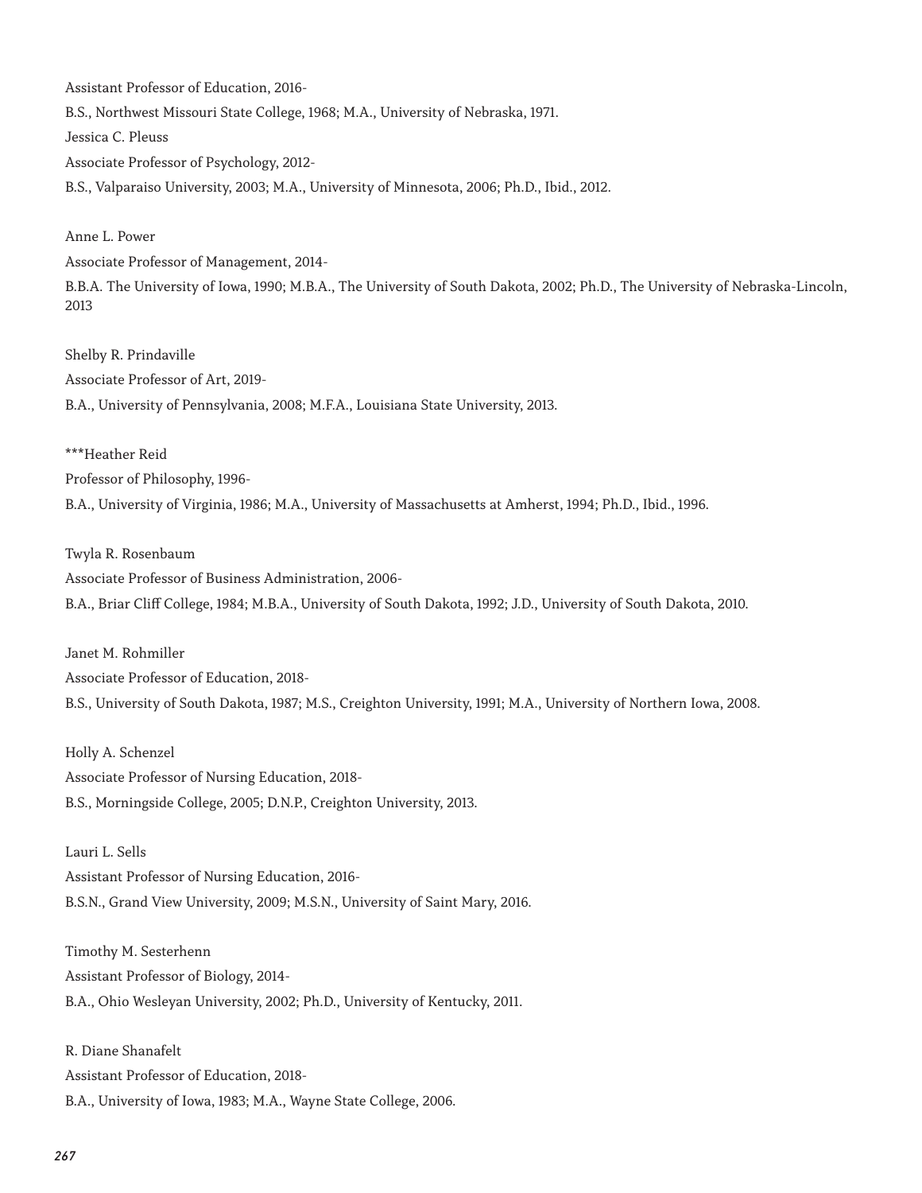Assistant Professor of Education, 2016-

B.S., Northwest Missouri State College, 1968; M.A., University of Nebraska, 1971.

Jessica C. Pleuss

Associate Professor of Psychology, 2012-

B.S., Valparaiso University, 2003; M.A., University of Minnesota, 2006; Ph.D., Ibid., 2012.

Anne L. Power

Associate Professor of Management, 2014-

B.B.A. The University of Iowa, 1990; M.B.A., The University of South Dakota, 2002; Ph.D., The University of Nebraska-Lincoln, 2013

Shelby R. Prindaville

Associate Professor of Art, 2019-

B.A., University of Pennsylvania, 2008; M.F.A., Louisiana State University, 2013.

***Heather Reid

Professor of Philosophy, 1996-

B.A., University of Virginia, 1986; M.A., University of Massachusetts at Amherst, 1994; Ph.D., Ibid., 1996.

Twyla R. Rosenbaum

Associate Professor of Business Administration, 2006-

B.A., Briar Cliff College, 1984; M.B.A., University of South Dakota, 1992; J.D., University of South Dakota, 2010.

Janet M. Rohmiller

Associate Professor of Education, 2018-

B.S., University of South Dakota, 1987; M.S., Creighton University, 1991; M.A., University of Northern Iowa, 2008.

Holly A. Schenzel

Associate Professor of Nursing Education, 2018-

B.S., Morningside College, 2005; D.N.P., Creighton University, 2013.

Lauri L. Sells

Assistant Professor of Nursing Education, 2016-

B.S.N., Grand View University, 2009; M.S.N., University of Saint Mary, 2016.

Timothy M. Sesterhenn

Assistant Professor of Biology, 2014-

B.A., Ohio Wesleyan University, 2002; Ph.D., University of Kentucky, 2011.

R. Diane Shanafelt

Assistant Professor of Education, 2018-

B.A., University of Iowa, 1983; M.A., Wayne State College, 2006.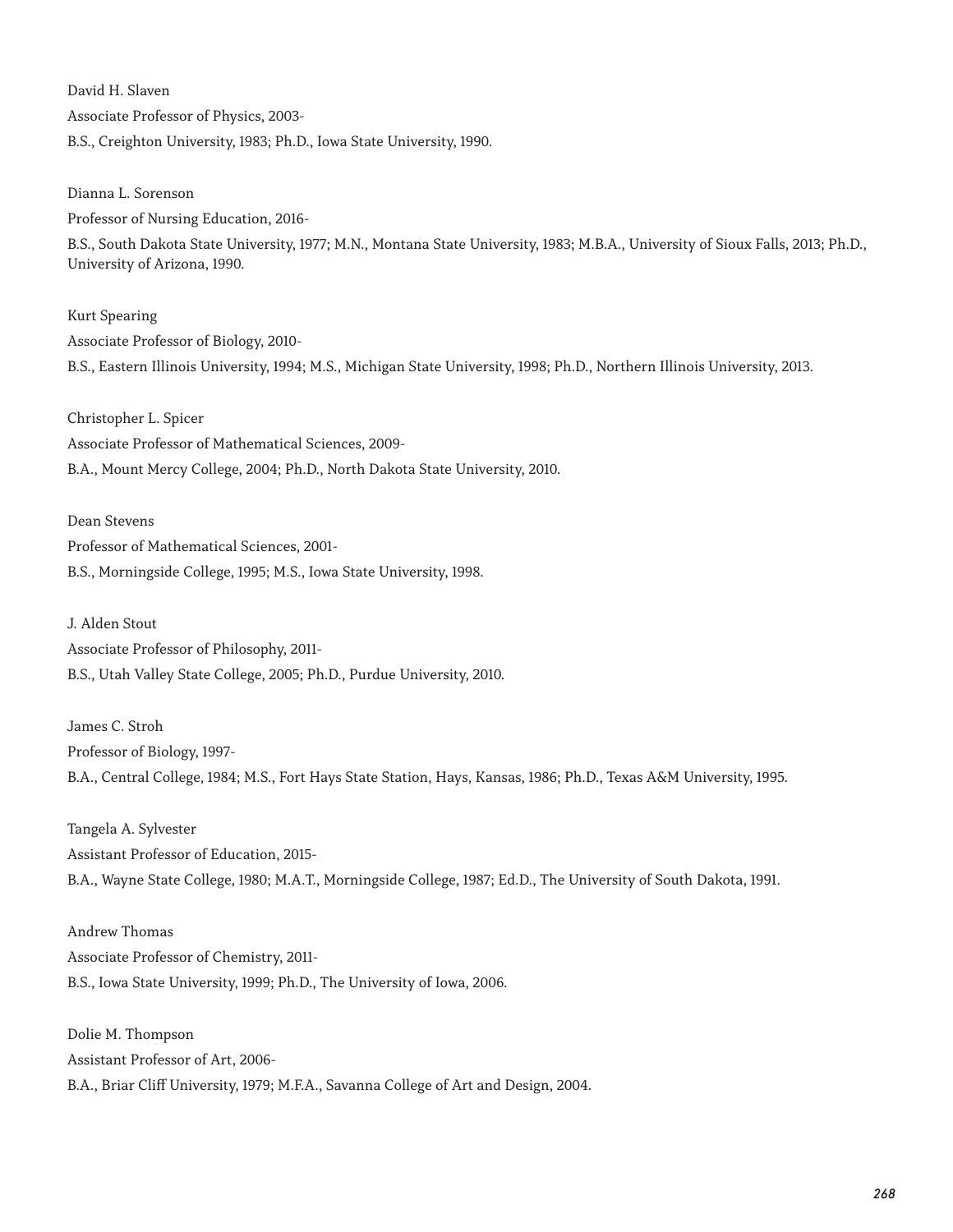David H. Slaven

Associate Professor of Physics, 2003-

B.S., Creighton University, 1983; Ph.D., Iowa State University, 1990.

Dianna L. Sorenson

Professor of Nursing Education, 2016-

B.S., South Dakota State University, 1977; M.N., Montana State University, 1983; M.B.A., University of Sioux Falls, 2013; Ph.D., University of Arizona, 1990.

Kurt Spearing

Associate Professor of Biology, 2010-

B.S., Eastern Illinois University, 1994; M.S., Michigan State University, 1998; Ph.D., Northern Illinois University, 2013.

Christopher L. Spicer

Associate Professor of Mathematical Sciences, 2009-

B.A., Mount Mercy College, 2004; Ph.D., North Dakota State University, 2010.

Dean Stevens

Professor of Mathematical Sciences, 2001-

B.S., Morningside College, 1995; M.S., Iowa State University, 1998.

J. Alden Stout

Associate Professor of Philosophy, 2011-

B.S., Utah Valley State College, 2005; Ph.D., Purdue University, 2010.

James C. Stroh

Professor of Biology, 1997-

B.A., Central College, 1984; M.S., Fort Hays State Station, Hays, Kansas, 1986; Ph.D., Texas A&M University, 1995.

Tangela A. Sylvester

Assistant Professor of Education, 2015-

B.A., Wayne State College, 1980; M.A.T., Morningside College, 1987; Ed.D., The University of South Dakota, 1991.

Andrew Thomas

Associate Professor of Chemistry, 2011-

B.S., Iowa State University, 1999; Ph.D., The University of Iowa, 2006.

Dolie M. Thompson

Assistant Professor of Art, 2006-

B.A., Briar Cliff University, 1979; M.F.A., Savanna College of Art and Design, 2004.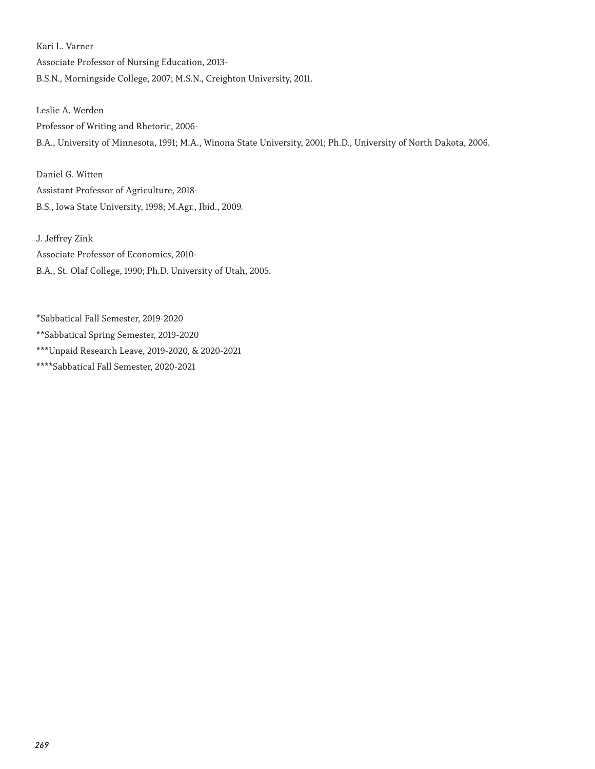Kari L. Varner
Associate Professor of Nursing Education, 2013-
B.S.N., Morningside College, 2007; M.S.N., Creighton University, 2011.

Leslie A. Werden
Professor of Writing and Rhetoric, 2006-
B.A., University of Minnesota, 1991; M.A., Winona State University, 2001; Ph.D., University of North Dakota, 2006.

Daniel G. Witten
Assistant Professor of Agriculture, 2018-
B.S., Iowa State University, 1998; M.Agr., Ibid., 2009.

J. Jeffrey Zink
Associate Professor of Economics, 2010-
B.A., St. Olaf College, 1990; Ph.D. University of Utah, 2005.

*Sabbatical Fall Semester, 2019-2020
**Sabbatical Spring Semester, 2019-2020
***Unpaid Research Leave, 2019-2020, & 2020-2021
****Sabbatical Fall Semester, 2020-2021